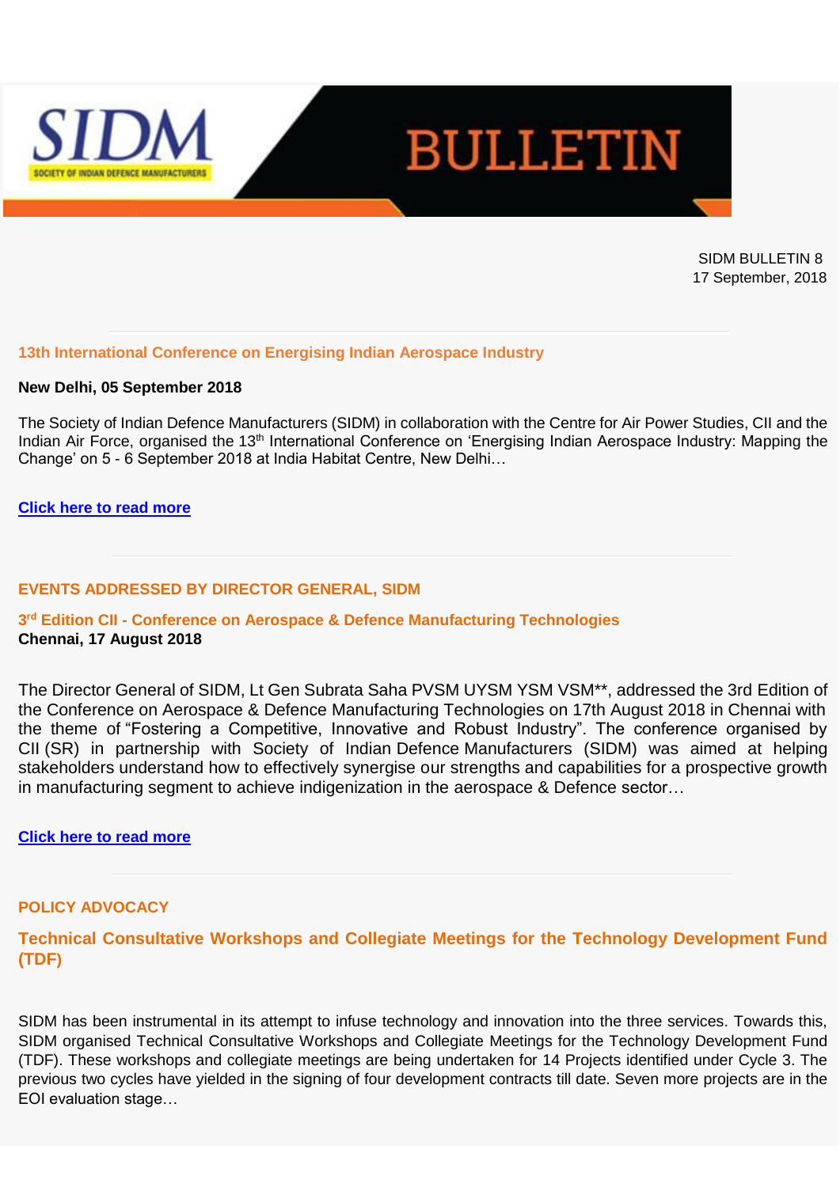# SIDM BULLETIN

SIDM BULLETIN 8
17 September, 2018

## 13th International Conference on Energising Indian Aerospace Industry

**New Delhi, 05 September 2018**

The Society of Indian Defence Manufacturers (SIDM) in collaboration with the Centre for Air Power Studies, CII and the Indian Air Force, organised the 13th International Conference on 'Energising Indian Aerospace Industry: Mapping the Change' on 5 - 6 September 2018 at India Habitat Centre, New Delhi…

**Click here to read more**

## EVENTS ADDRESSED BY DIRECTOR GENERAL, SIDM

### 3rd Edition CII - Conference on Aerospace & Defence Manufacturing Technologies

**Chennai, 17 August 2018**

The Director General of SIDM, Lt Gen Subrata Saha PVSM UYSM YSM VSM**, addressed the 3rd Edition of the Conference on Aerospace & Defence Manufacturing Technologies on 17th August 2018 in Chennai with the theme of "Fostering a Competitive, Innovative and Robust Industry". The conference organised by CII (SR) in partnership with Society of Indian Defence Manufacturers (SIDM) was aimed at helping stakeholders understand how to effectively synergise our strengths and capabilities for a prospective growth in manufacturing segment to achieve indigenization in the aerospace & Defence sector…

**Click here to read more**

## POLICY ADVOCACY

### Technical Consultative Workshops and Collegiate Meetings for the Technology Development Fund (TDF)

SIDM has been instrumental in its attempt to infuse technology and innovation into the three services. Towards this, SIDM organised Technical Consultative Workshops and Collegiate Meetings for the Technology Development Fund (TDF). These workshops and collegiate meetings are being undertaken for 14 Projects identified under Cycle 3. The previous two cycles have yielded in the signing of four development contracts till date. Seven more projects are in the EOI evaluation stage…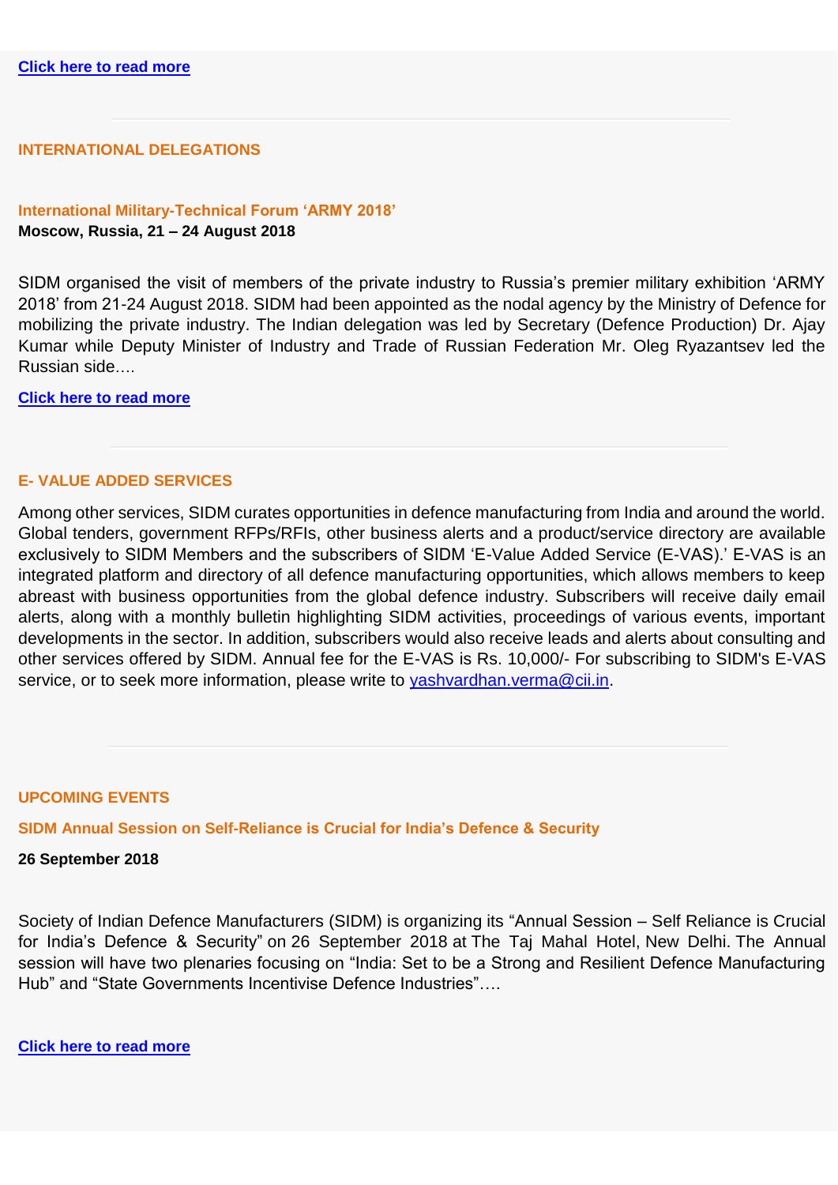**Click here to read more**

---

## INTERNATIONAL DELEGATIONS

### International Military-Technical Forum 'ARMY 2018'

**Moscow, Russia, 21 – 24 August 2018**

SIDM organised the visit of members of the private industry to Russia's premier military exhibition 'ARMY 2018' from 21-24 August 2018. SIDM had been appointed as the nodal agency by the Ministry of Defence for mobilizing the private industry. The Indian delegation was led by Secretary (Defence Production) Dr. Ajay Kumar while Deputy Minister of Industry and Trade of Russian Federation Mr. Oleg Ryazantsev led the Russian side….

**Click here to read more**

---

## E- VALUE ADDED SERVICES

Among other services, SIDM curates opportunities in defence manufacturing from India and around the world. Global tenders, government RFPs/RFIs, other business alerts and a product/service directory are available exclusively to SIDM Members and the subscribers of SIDM 'E-Value Added Service (E-VAS).' E-VAS is an integrated platform and directory of all defence manufacturing opportunities, which allows members to keep abreast with business opportunities from the global defence industry. Subscribers will receive daily email alerts, along with a monthly bulletin highlighting SIDM activities, proceedings of various events, important developments in the sector. In addition, subscribers would also receive leads and alerts about consulting and other services offered by SIDM. Annual fee for the E-VAS is Rs. 10,000/- For subscribing to SIDM's E-VAS service, or to seek more information, please write to yashvardhan.verma@cii.in.

---

## UPCOMING EVENTS

### SIDM Annual Session on Self-Reliance is Crucial for India's Defence & Security

**26 September 2018**

Society of Indian Defence Manufacturers (SIDM) is organizing its "Annual Session – Self Reliance is Crucial for India's Defence & Security" on 26 September 2018 at The Taj Mahal Hotel, New Delhi. The Annual session will have two plenaries focusing on "India: Set to be a Strong and Resilient Defence Manufacturing Hub" and "State Governments Incentivise Defence Industries"….

**Click here to read more**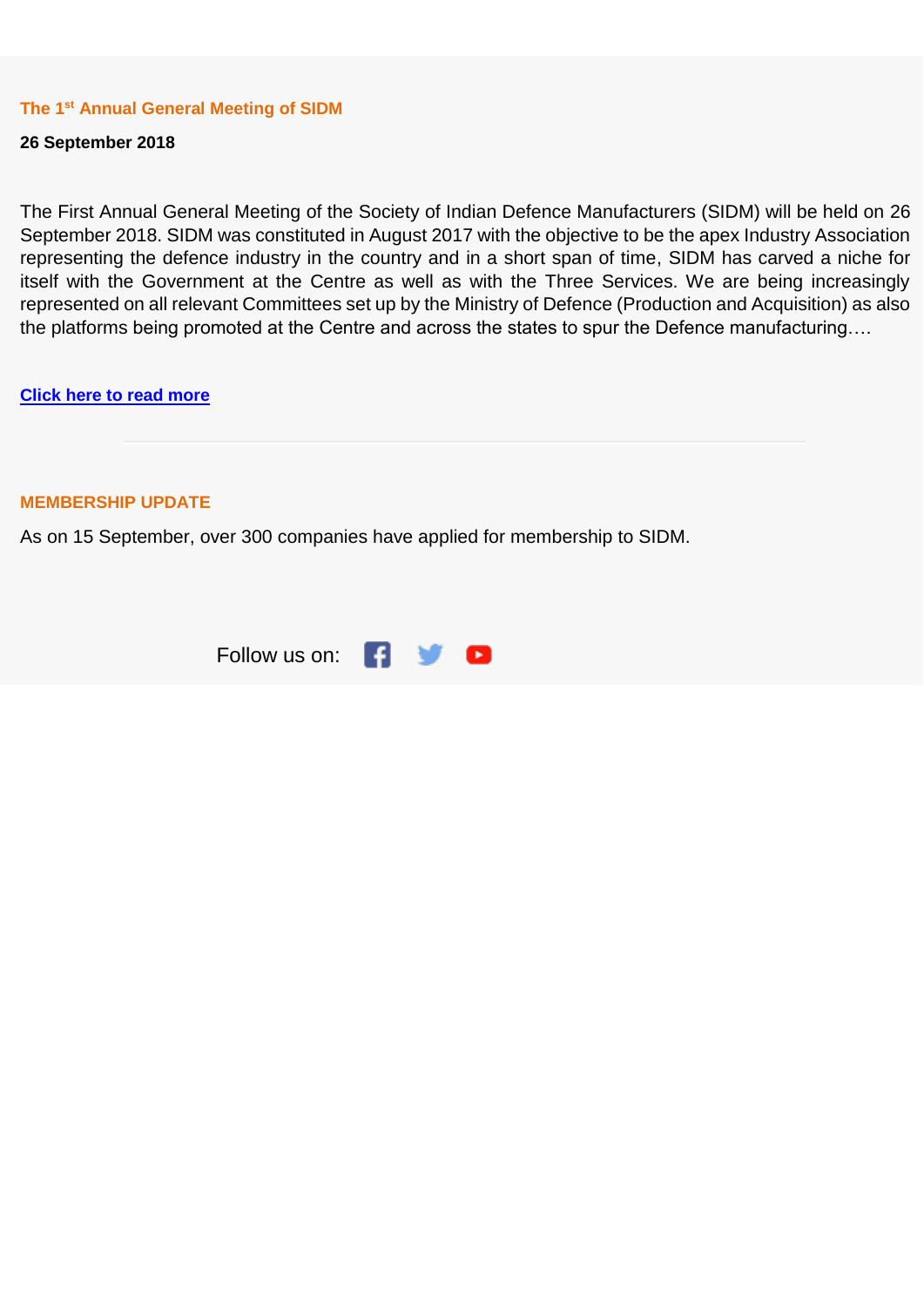### The 1st Annual General Meeting of SIDM

**26 September 2018**

The First Annual General Meeting of the Society of Indian Defence Manufacturers (SIDM) will be held on 26 September 2018. SIDM was constituted in August 2017 with the objective to be the apex Industry Association representing the defence industry in the country and in a short span of time, SIDM has carved a niche for itself with the Government at the Centre as well as with the Three Services. We are being increasingly represented on all relevant Committees set up by the Ministry of Defence (Production and Acquisition) as also the platforms being promoted at the Centre and across the states to spur the Defence manufacturing….

**Click here to read more**

---

### MEMBERSHIP UPDATE

As on 15 September, over 300 companies have applied for membership to SIDM.

Follow us on: